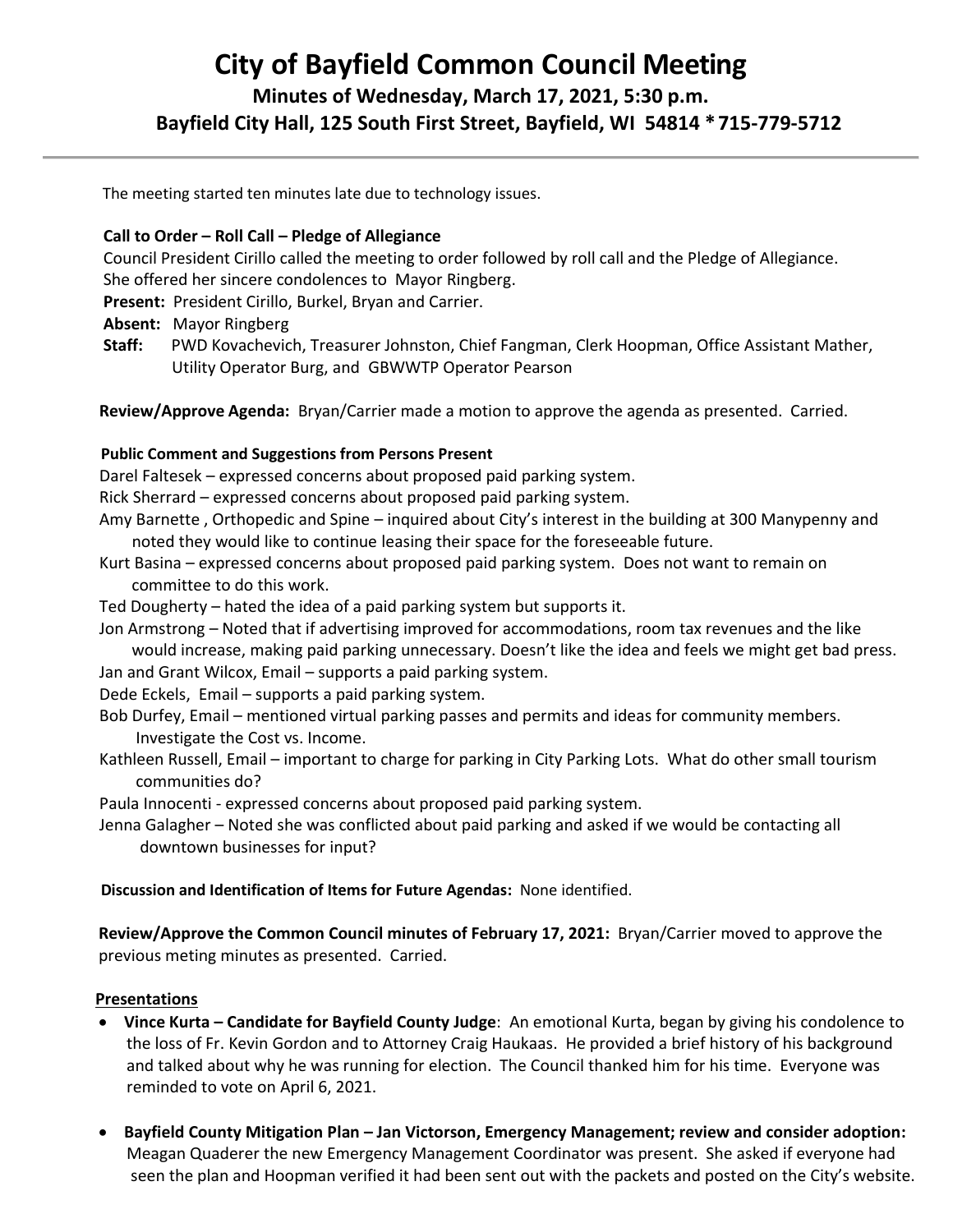# City of Bayfield Common Council Meeting

## Minutes of Wednesday, March 17, 2021, 5:30 p.m.

## Bayfield City Hall, 125 South First Street, Bayfield, WI 54814 * 715-779-5712

The meeting started ten minutes late due to technology issues.

**Call to Order – Roll Call – Pledge of Allegiance**

Council President Cirillo called the meeting to order followed by roll call and the Pledge of Allegiance. She offered her sincere condolences to Mayor Ringberg.

**Present:** President Cirillo, Burkel, Bryan and Carrier.

**Absent:** Mayor Ringberg

**Staff:** PWD Kovachevich, Treasurer Johnston, Chief Fangman, Clerk Hoopman, Office Assistant Mather, Utility Operator Burg, and GBWWTP Operator Pearson

**Review/Approve Agenda:** Bryan/Carrier made a motion to approve the agenda as presented. Carried.

**Public Comment and Suggestions from Persons Present**

Darel Faltesek – expressed concerns about proposed paid parking system.

Rick Sherrard – expressed concerns about proposed paid parking system.

Amy Barnette , Orthopedic and Spine – inquired about City's interest in the building at 300 Manypenny and noted they would like to continue leasing their space for the foreseeable future.

Kurt Basina – expressed concerns about proposed paid parking system. Does not want to remain on committee to do this work.

Ted Dougherty – hated the idea of a paid parking system but supports it.

Jon Armstrong – Noted that if advertising improved for accommodations, room tax revenues and the like would increase, making paid parking unnecessary. Doesn't like the idea and feels we might get bad press.

Jan and Grant Wilcox, Email – supports a paid parking system.

Dede Eckels, Email – supports a paid parking system.

Bob Durfey, Email – mentioned virtual parking passes and permits and ideas for community members. Investigate the Cost vs. Income.

Kathleen Russell, Email – important to charge for parking in City Parking Lots. What do other small tourism communities do?

Paula Innocenti - expressed concerns about proposed paid parking system.

Jenna Galagher – Noted she was conflicted about paid parking and asked if we would be contacting all downtown businesses for input?

**Discussion and Identification of Items for Future Agendas:** None identified.

**Review/Approve the Common Council minutes of February 17, 2021:** Bryan/Carrier moved to approve the previous meting minutes as presented. Carried.

**Presentations**

- **Vince Kurta – Candidate for Bayfield County Judge**: An emotional Kurta, began by giving his condolence to the loss of Fr. Kevin Gordon and to Attorney Craig Haukaas. He provided a brief history of his background and talked about why he was running for election. The Council thanked him for his time. Everyone was reminded to vote on April 6, 2021.

- **Bayfield County Mitigation Plan – Jan Victorson, Emergency Management; review and consider adoption:** Meagan Quaderer the new Emergency Management Coordinator was present. She asked if everyone had seen the plan and Hoopman verified it had been sent out with the packets and posted on the City's website.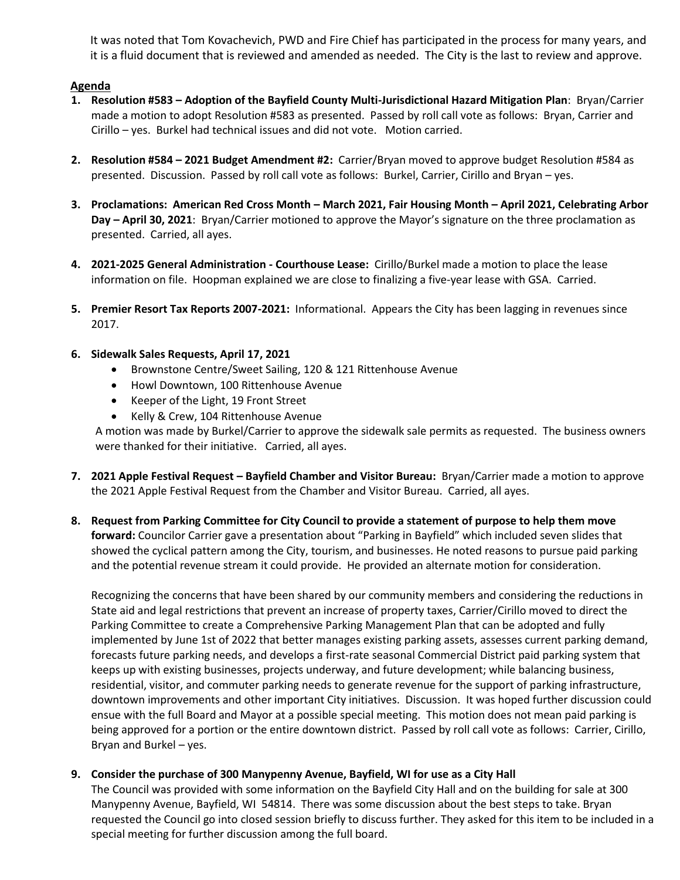It was noted that Tom Kovachevich, PWD and Fire Chief has participated in the process for many years, and it is a fluid document that is reviewed and amended as needed. The City is the last to review and approve.

**Agenda**

1. **Resolution #583 – Adoption of the Bayfield County Multi-Jurisdictional Hazard Mitigation Plan**: Bryan/Carrier made a motion to adopt Resolution #583 as presented. Passed by roll call vote as follows: Bryan, Carrier and Cirillo – yes. Burkel had technical issues and did not vote. Motion carried.

2. **Resolution #584 – 2021 Budget Amendment #2:** Carrier/Bryan moved to approve budget Resolution #584 as presented. Discussion. Passed by roll call vote as follows: Burkel, Carrier, Cirillo and Bryan – yes.

3. **Proclamations: American Red Cross Month – March 2021, Fair Housing Month – April 2021, Celebrating Arbor Day – April 30, 2021**: Bryan/Carrier motioned to approve the Mayor's signature on the three proclamation as presented. Carried, all ayes.

4. **2021-2025 General Administration - Courthouse Lease:** Cirillo/Burkel made a motion to place the lease information on file. Hoopman explained we are close to finalizing a five-year lease with GSA. Carried.

5. **Premier Resort Tax Reports 2007-2021:** Informational. Appears the City has been lagging in revenues since 2017.

6. **Sidewalk Sales Requests, April 17, 2021**
   - Brownstone Centre/Sweet Sailing, 120 & 121 Rittenhouse Avenue
   - Howl Downtown, 100 Rittenhouse Avenue
   - Keeper of the Light, 19 Front Street
   - Kelly & Crew, 104 Rittenhouse Avenue

   A motion was made by Burkel/Carrier to approve the sidewalk sale permits as requested. The business owners were thanked for their initiative. Carried, all ayes.

7. **2021 Apple Festival Request – Bayfield Chamber and Visitor Bureau:** Bryan/Carrier made a motion to approve the 2021 Apple Festival Request from the Chamber and Visitor Bureau. Carried, all ayes.

8. **Request from Parking Committee for City Council to provide a statement of purpose to help them move forward:** Councilor Carrier gave a presentation about "Parking in Bayfield" which included seven slides that showed the cyclical pattern among the City, tourism, and businesses. He noted reasons to pursue paid parking and the potential revenue stream it could provide. He provided an alternate motion for consideration.

   Recognizing the concerns that have been shared by our community members and considering the reductions in State aid and legal restrictions that prevent an increase of property taxes, Carrier/Cirillo moved to direct the Parking Committee to create a Comprehensive Parking Management Plan that can be adopted and fully implemented by June 1st of 2022 that better manages existing parking assets, assesses current parking demand, forecasts future parking needs, and develops a first-rate seasonal Commercial District paid parking system that keeps up with existing businesses, projects underway, and future development; while balancing business, residential, visitor, and commuter parking needs to generate revenue for the support of parking infrastructure, downtown improvements and other important City initiatives. Discussion. It was hoped further discussion could ensue with the full Board and Mayor at a possible special meeting. This motion does not mean paid parking is being approved for a portion or the entire downtown district. Passed by roll call vote as follows: Carrier, Cirillo, Bryan and Burkel – yes.

9. **Consider the purchase of 300 Manypenny Avenue, Bayfield, WI for use as a City Hall**

   The Council was provided with some information on the Bayfield City Hall and on the building for sale at 300 Manypenny Avenue, Bayfield, WI 54814. There was some discussion about the best steps to take. Bryan requested the Council go into closed session briefly to discuss further. They asked for this item to be included in a special meeting for further discussion among the full board.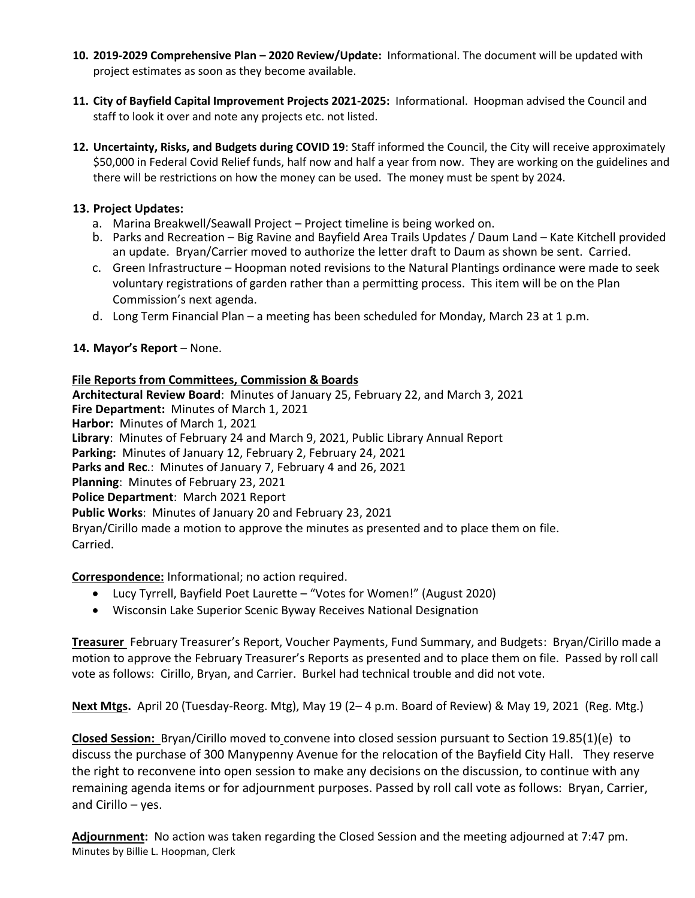10. **2019-2029 Comprehensive Plan – 2020 Review/Update:** Informational. The document will be updated with project estimates as soon as they become available.

11. **City of Bayfield Capital Improvement Projects 2021-2025:** Informational. Hoopman advised the Council and staff to look it over and note any projects etc. not listed.

12. **Uncertainty, Risks, and Budgets during COVID 19**: Staff informed the Council, the City will receive approximately $50,000 in Federal Covid Relief funds, half now and half a year from now. They are working on the guidelines and there will be restrictions on how the money can be used. The money must be spent by 2024.

13. **Project Updates:**
    a. Marina Breakwell/Seawall Project – Project timeline is being worked on.
    b. Parks and Recreation – Big Ravine and Bayfield Area Trails Updates / Daum Land – Kate Kitchell provided an update. Bryan/Carrier moved to authorize the letter draft to Daum as shown be sent. Carried.
    c. Green Infrastructure – Hoopman noted revisions to the Natural Plantings ordinance were made to seek voluntary registrations of garden rather than a permitting process. This item will be on the Plan Commission's next agenda.
    d. Long Term Financial Plan – a meeting has been scheduled for Monday, March 23 at 1 p.m.

14. **Mayor's Report** – None.

**File Reports from Committees, Commission & Boards**
**Architectural Review Board**: Minutes of January 25, February 22, and March 3, 2021
**Fire Department:** Minutes of March 1, 2021
**Harbor:** Minutes of March 1, 2021
**Library**: Minutes of February 24 and March 9, 2021, Public Library Annual Report
**Parking:** Minutes of January 12, February 2, February 24, 2021
**Parks and Rec.**: Minutes of January 7, February 4 and 26, 2021
**Planning**: Minutes of February 23, 2021
**Police Department**: March 2021 Report
**Public Works**: Minutes of January 20 and February 23, 2021
Bryan/Cirillo made a motion to approve the minutes as presented and to place them on file.
Carried.

**Correspondence:** Informational; no action required.

- Lucy Tyrrell, Bayfield Poet Laurette – "Votes for Women!" (August 2020)
- Wisconsin Lake Superior Scenic Byway Receives National Designation

**Treasurer** February Treasurer's Report, Voucher Payments, Fund Summary, and Budgets: Bryan/Cirillo made a motion to approve the February Treasurer's Reports as presented and to place them on file. Passed by roll call vote as follows: Cirillo, Bryan, and Carrier. Burkel had technical trouble and did not vote.

**Next Mtgs.** April 20 (Tuesday-Reorg. Mtg), May 19 (2– 4 p.m. Board of Review) & May 19, 2021 (Reg. Mtg.)

**Closed Session:** Bryan/Cirillo moved to convene into closed session pursuant to Section 19.85(1)(e) to discuss the purchase of 300 Manypenny Avenue for the relocation of the Bayfield City Hall. They reserve the right to reconvene into open session to make any decisions on the discussion, to continue with any remaining agenda items or for adjournment purposes. Passed by roll call vote as follows: Bryan, Carrier, and Cirillo – yes.

**Adjournment:** No action was taken regarding the Closed Session and the meeting adjourned at 7:47 pm.
Minutes by Billie L. Hoopman, Clerk